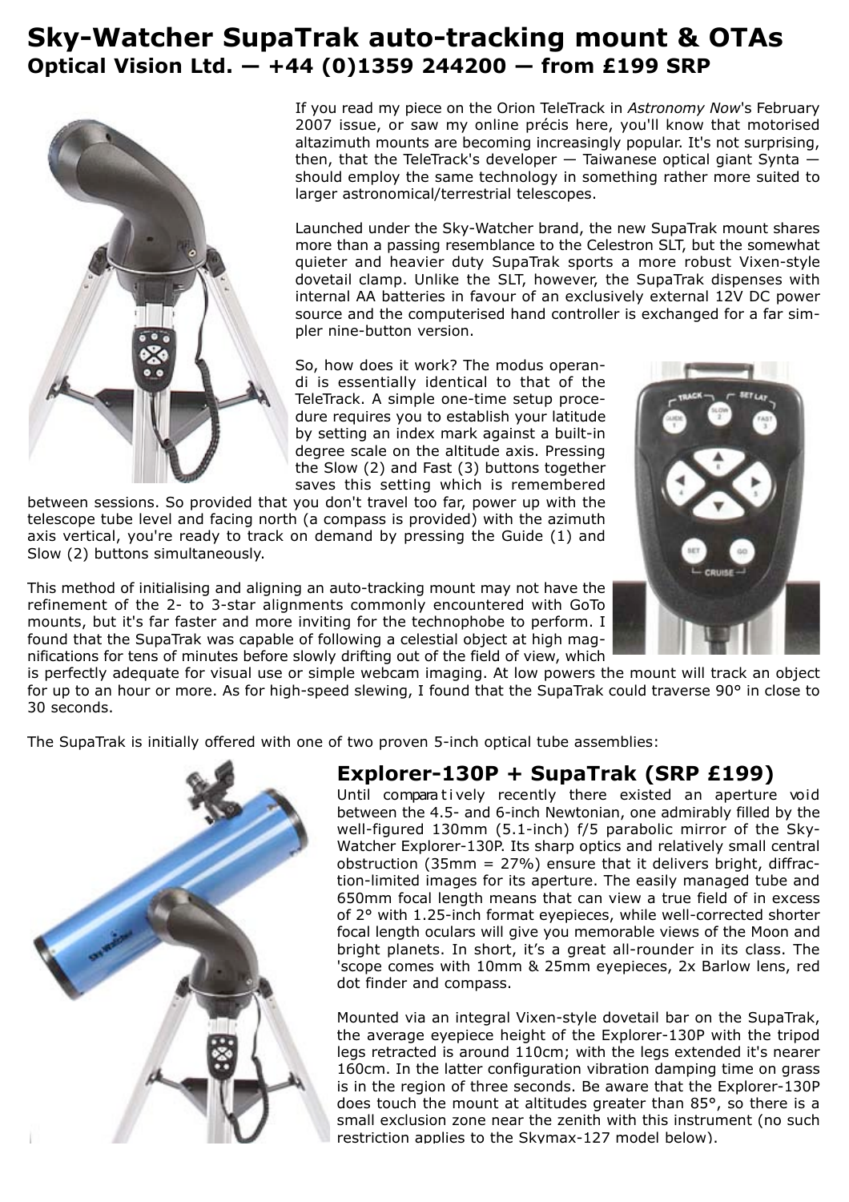# Sky-Watcher SupaTrak auto-tracking mount & OTAs
**Optical Vision Ltd. — +44 (0)1359 244200 — from £199 SRP**

If you read my piece on the Orion TeleTrack in *Astronomy Now*'s February 2007 issue, or saw my online précis here, you'll know that motorised altazimuth mounts are becoming increasingly popular. It's not surprising, then, that the TeleTrack's developer — Taiwanese optical giant Synta — should employ the same technology in something rather more suited to larger astronomical/terrestrial telescopes.

Launched under the Sky-Watcher brand, the new SupaTrak mount shares more than a passing resemblance to the Celestron SLT, but the somewhat quieter and heavier duty SupaTrak sports a more robust Vixen-style dovetail clamp. Unlike the SLT, however, the SupaTrak dispenses with internal AA batteries in favour of an exclusively external 12V DC power source and the computerised hand controller is exchanged for a far simpler nine-button version.

So, how does it work? The modus operandi is essentially identical to that of the TeleTrack. A simple one-time setup procedure requires you to establish your latitude by setting an index mark against a built-in degree scale on the altitude axis. Pressing the Slow (2) and Fast (3) buttons together saves this setting which is remembered between sessions. So provided that you don't travel too far, power up with the telescope tube level and facing north (a compass is provided) with the azimuth axis vertical, you're ready to track on demand by pressing the Guide (1) and Slow (2) buttons simultaneously.

This method of initialising and aligning an auto-tracking mount may not have the refinement of the 2- to 3-star alignments commonly encountered with GoTo mounts, but it's far faster and more inviting for the technophobe to perform. I found that the SupaTrak was capable of following a celestial object at high magnifications for tens of minutes before slowly drifting out of the field of view, which is perfectly adequate for visual use or simple webcam imaging. At low powers the mount will track an object for up to an hour or more. As for high-speed slewing, I found that the SupaTrak could traverse 90° in close to 30 seconds.

The SupaTrak is initially offered with one of two proven 5-inch optical tube assemblies:

## Explorer-130P + SupaTrak (SRP £199)

Until comparatively recently there existed an aperture void between the 4.5- and 6-inch Newtonian, one admirably filled by the well-figured 130mm (5.1-inch) f/5 parabolic mirror of the Sky-Watcher Explorer-130P. Its sharp optics and relatively small central obstruction (35mm = 27%) ensure that it delivers bright, diffraction-limited images for its aperture. The easily managed tube and 650mm focal length means that can view a true field of in excess of 2° with 1.25-inch format eyepieces, while well-corrected shorter focal length oculars will give you memorable views of the Moon and bright planets. In short, it's a great all-rounder in its class. The 'scope comes with 10mm & 25mm eyepieces, 2x Barlow lens, red dot finder and compass.

Mounted via an integral Vixen-style dovetail bar on the SupaTrak, the average eyepiece height of the Explorer-130P with the tripod legs retracted is around 110cm; with the legs extended it's nearer 160cm. In the latter configuration vibration damping time on grass is in the region of three seconds. Be aware that the Explorer-130P does touch the mount at altitudes greater than 85°, so there is a small exclusion zone near the zenith with this instrument (no such restriction applies to the Skymax-127 model below).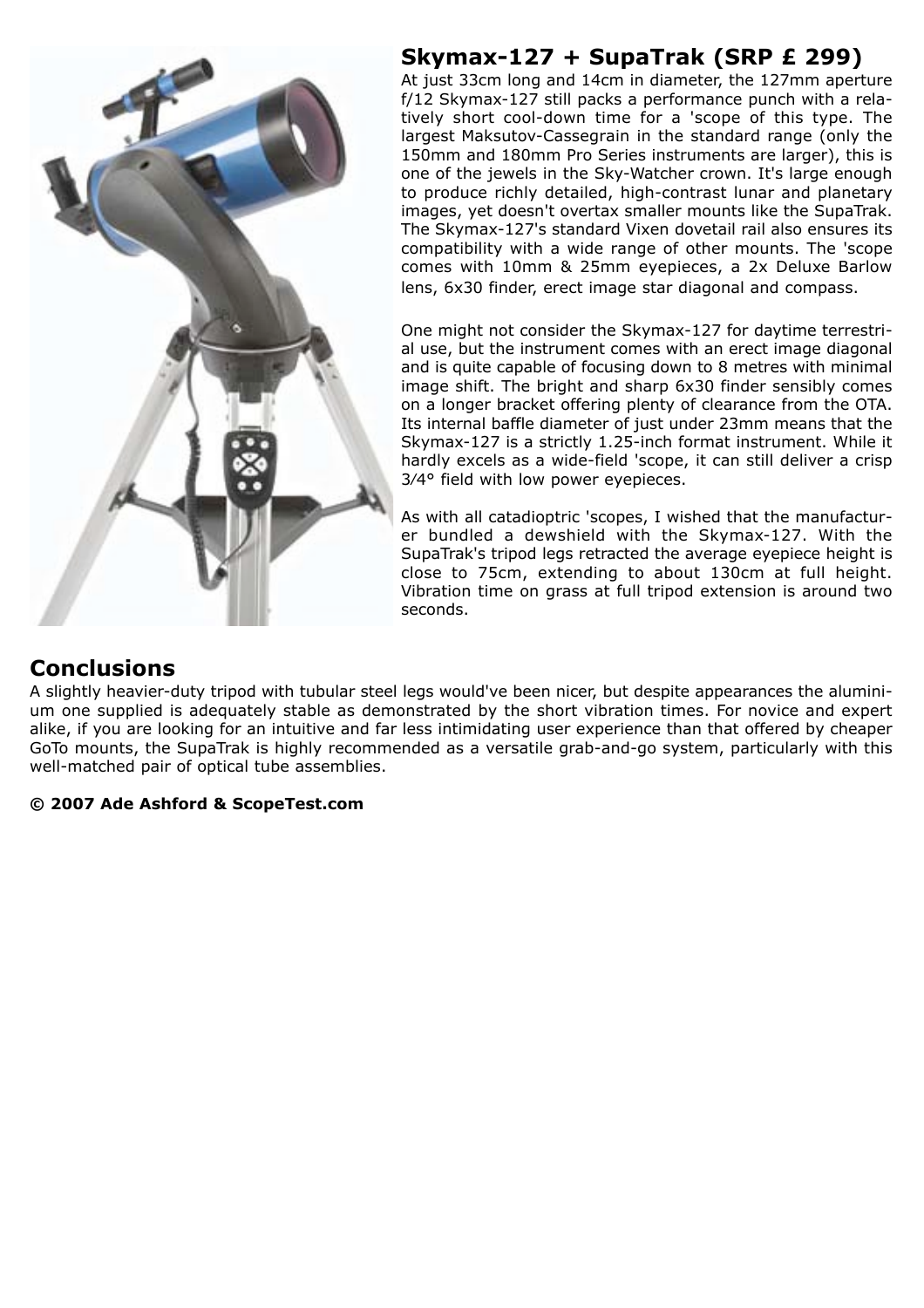## Skymax-127 + SupaTrak (SRP £ 299)

At just 33cm long and 14cm in diameter, the 127mm aperture f/12 Skymax-127 still packs a performance punch with a relatively short cool-down time for a 'scope of this type. The largest Maksutov-Cassegrain in the standard range (only the 150mm and 180mm Pro Series instruments are larger), this is one of the jewels in the Sky-Watcher crown. It's large enough to produce richly detailed, high-contrast lunar and planetary images, yet doesn't overtax smaller mounts like the SupaTrak. The Skymax-127's standard Vixen dovetail rail also ensures its compatibility with a wide range of other mounts. The 'scope comes with 10mm & 25mm eyepieces, a 2x Deluxe Barlow lens, 6x30 finder, erect image star diagonal and compass.

One might not consider the Skymax-127 for daytime terrestrial use, but the instrument comes with an erect image diagonal and is quite capable of focusing down to 8 metres with minimal image shift. The bright and sharp 6x30 finder sensibly comes on a longer bracket offering plenty of clearance from the OTA. Its internal baffle diameter of just under 23mm means that the Skymax-127 is a strictly 1.25-inch format instrument. While it hardly excels as a wide-field 'scope, it can still deliver a crisp 3/4° field with low power eyepieces.

As with all catadioptric 'scopes, I wished that the manufacturer bundled a dewshield with the Skymax-127. With the SupaTrak's tripod legs retracted the average eyepiece height is close to 75cm, extending to about 130cm at full height. Vibration time on grass at full tripod extension is around two seconds.

## Conclusions

A slightly heavier-duty tripod with tubular steel legs would've been nicer, but despite appearances the aluminium one supplied is adequately stable as demonstrated by the short vibration times. For novice and expert alike, if you are looking for an intuitive and far less intimidating user experience than that offered by cheaper GoTo mounts, the SupaTrak is highly recommended as a versatile grab-and-go system, particularly with this well-matched pair of optical tube assemblies.

**© 2007 Ade Ashford & ScopeTest.com**